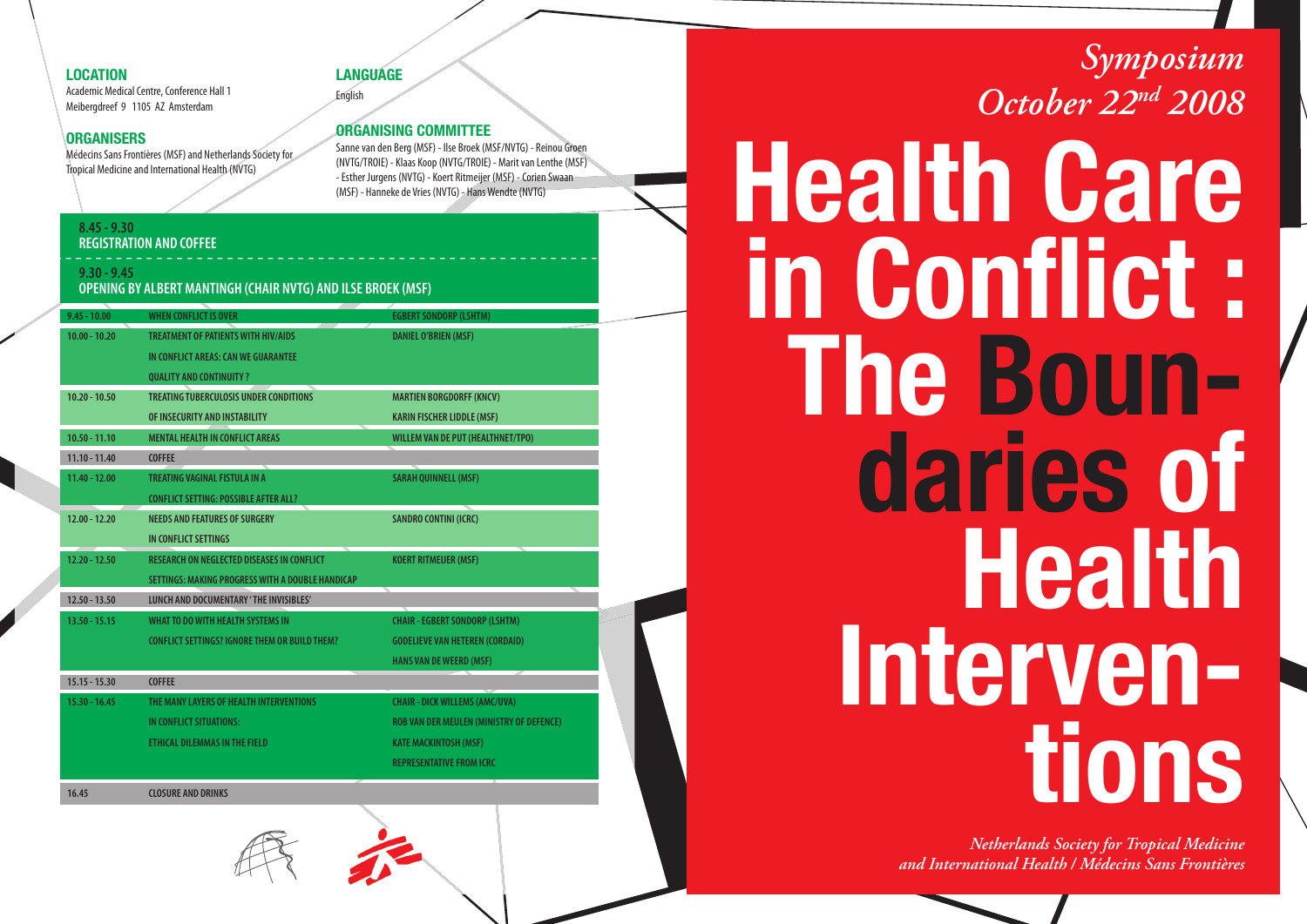# Symposium
## October 22nd 2008

# Health Care in Conflict : The Boundaries of Health Interventions

*Netherlands Society for Tropical Medicine and International Health / Médecins Sans Frontières*

### LOCATION
Academic Medical Centre, Conference Hall 1
Meibergdreef 9 1105 AZ Amsterdam

### ORGANISERS
Médecins Sans Frontières (MSF) and Netherlands Society for Tropical Medicine and International Health (NVTG)

### LANGUAGE
English

### ORGANISING COMMITTEE
Sanne van den Berg (MSF) - Ilse Broek (MSF/NVTG) - Reinou Groen (NVTG/TROIE) - Klaas Koop (NVTG/TROIE) - Marit van Lenthe (MSF) - Esther Jurgens (NVTG) - Koert Ritmeijer (MSF) - Corien Swaan (MSF) - Hanneke de Vries (NVTG) - Hans Wendte (NVTG)

**8.45 - 9.30**
**REGISTRATION AND COFFEE**

**9.30 - 9.45**
**OPENING BY ALBERT MANTINGH (CHAIR NVTG) AND ILSE BROEK (MSF)**

| Time | Topic | Speaker |
|---|---|---|
| 9.45 - 10.00 | WHEN CONFLICT IS OVER | EGBERT SONDORP (LSHTM) |
| 10.00 - 10.20 | TREATMENT OF PATIENTS WITH HIV/AIDS IN CONFLICT AREAS: CAN WE GUARANTEE QUALITY AND CONTINUITY ? | DANIEL O'BRIEN (MSF) |
| 10.20 - 10.50 | TREATING TUBERCULOSIS UNDER CONDITIONS OF INSECURITY AND INSTABILITY | MARTIEN BORGDORFF (KNCV)<br>KARIN FISCHER LIDDLE (MSF) |
| 10.50 - 11.10 | MENTAL HEALTH IN CONFLICT AREAS | WILLEM VAN DE PUT (HEALTHNET/TPO) |
| 11.10 - 11.40 | COFFEE | |
| 11.40 - 12.00 | TREATING VAGINAL FISTULA IN A CONFLICT SETTING: POSSIBLE AFTER ALL? | SARAH QUINNELL (MSF) |
| 12.00 - 12.20 | NEEDS AND FEATURES OF SURGERY IN CONFLICT SETTINGS | SANDRO CONTINI (ICRC) |
| 12.20 - 12.50 | RESEARCH ON NEGLECTED DISEASES IN CONFLICT SETTINGS: MAKING PROGRESS WITH A DOUBLE HANDICAP | KOERT RITMEIJER (MSF) |
| 12.50 - 13.50 | LUNCH AND DOCUMENTARY 'THE INVISIBLES' | |
| 13.50 - 15.15 | WHAT TO DO WITH HEALTH SYSTEMS IN CONFLICT SETTINGS? IGNORE THEM OR BUILD THEM? | CHAIR - EGBERT SONDORP (LSHTM)<br>GODELIEVE VAN HETEREN (CORDAID)<br>HANS VAN DE WEERD (MSF) |
| 15.15 - 15.30 | COFFEE | |
| 15.30 - 16.45 | THE MANY LAYERS OF HEALTH INTERVENTIONS IN CONFLICT SITUATIONS: ETHICAL DILEMMAS IN THE FIELD | CHAIR - DICK WILLEMS (AMC/UVA)<br>ROB VAN DER MEULEN (MINISTRY OF DEFENCE)<br>KATE MACKINTOSH (MSF)<br>REPRESENTATIVE FROM ICRC |
| 16.45 | CLOSURE AND DRINKS | |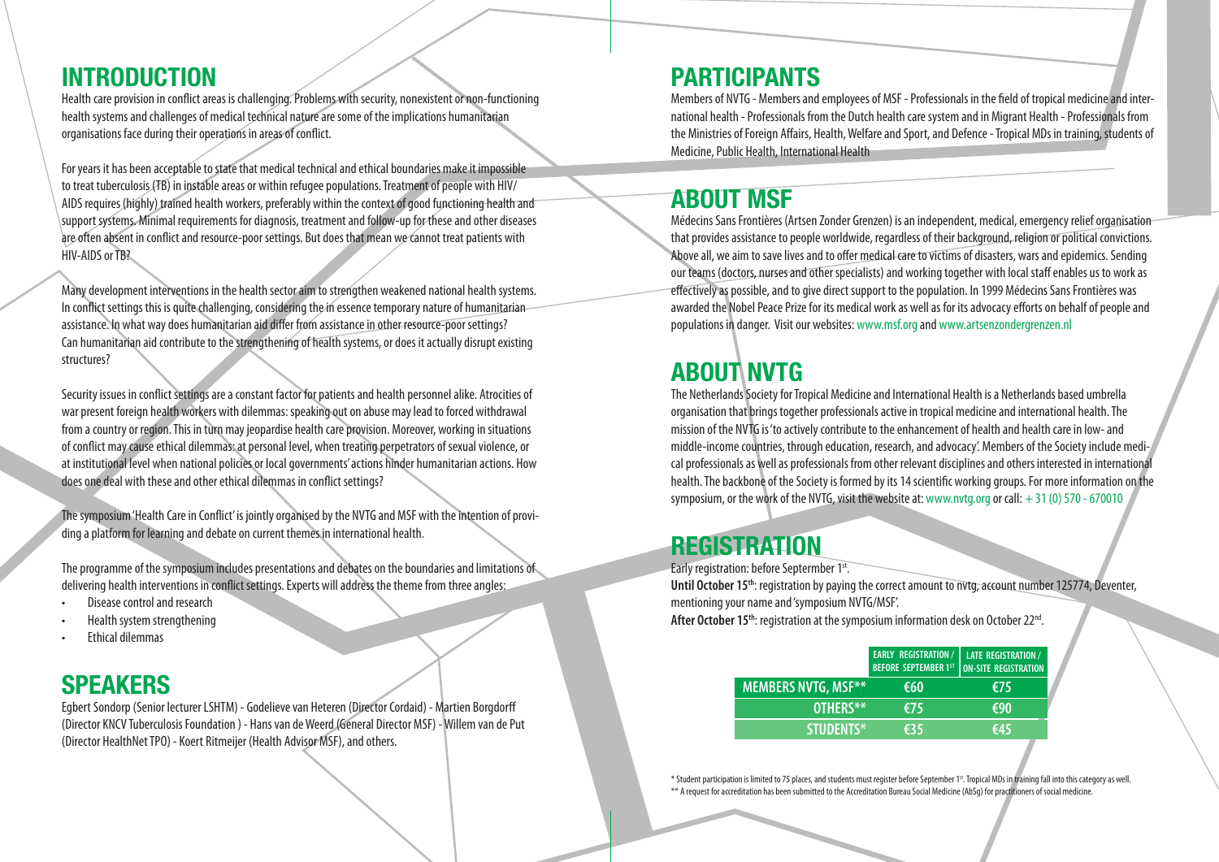# INTRODUCTION

Health care provision in conflict areas is challenging. Problems with security, nonexistent or non-functioning health systems and challenges of medical technical nature are some of the implications humanitarian organisations face during their operations in areas of conflict.

For years it has been acceptable to state that medical technical and ethical boundaries make it impossible to treat tuberculosis (TB) in instable areas or within refugee populations. Treatment of people with HIV/AIDS requires (highly) trained health workers, preferably within the context of good functioning health and support systems. Minimal requirements for diagnosis, treatment and follow-up for these and other diseases are often absent in conflict and resource-poor settings. But does that mean we cannot treat patients with HIV-AIDS or TB?

Many development interventions in the health sector aim to strengthen weakened national health systems. In conflict settings this is quite challenging, considering the in essence temporary nature of humanitarian assistance. In what way does humanitarian aid differ from assistance in other resource-poor settings? Can humanitarian aid contribute to the strengthening of health systems, or does it actually disrupt existing structures?

Security issues in conflict settings are a constant factor for patients and health personnel alike. Atrocities of war present foreign health workers with dilemmas: speaking out on abuse may lead to forced withdrawal from a country or region. This in turn may jeopardise health care provision. Moreover, working in situations of conflict may cause ethical dilemmas: at personal level, when treating perpetrators of sexual violence, or at institutional level when national policies or local governments' actions hinder humanitarian actions. How does one deal with these and other ethical dilemmas in conflict settings?

The symposium 'Health Care in Conflict' is jointly organised by the NVTG and MSF with the intention of providing a platform for learning and debate on current themes in international health.

The programme of the symposium includes presentations and debates on the boundaries and limitations of delivering health interventions in conflict settings. Experts will address the theme from three angles:

- Disease control and research
- Health system strengthening
- Ethical dilemmas

# SPEAKERS

Egbert Sondorp (Senior lecturer LSHTM) - Godelieve van Heteren (Director Cordaid) - Martien Borgdorff (Director KNCV Tuberculosis Foundation ) - Hans van de Weerd (General Director MSF) - Willem van de Put (Director HealthNet TPO) - Koert Ritmeijer (Health Advisor MSF), and others.

# PARTICIPANTS

Members of NVTG - Members and employees of MSF - Professionals in the field of tropical medicine and international health - Professionals from the Dutch health care system and in Migrant Health - Professionals from the Ministries of Foreign Affairs, Health, Welfare and Sport, and Defence - Tropical MDs in training, students of Medicine, Public Health, International Health

# ABOUT MSF

Médecins Sans Frontières (Artsen Zonder Grenzen) is an independent, medical, emergency relief organisation that provides assistance to people worldwide, regardless of their background, religion or political convictions. Above all, we aim to save lives and to offer medical care to victims of disasters, wars and epidemics. Sending our teams (doctors, nurses and other specialists) and working together with local staff enables us to work as effectively as possible, and to give direct support to the population. In 1999 Médecins Sans Frontières was awarded the Nobel Peace Prize for its medical work as well as for its advocacy efforts on behalf of people and populations in danger. Visit our websites: www.msf.org and www.artsenzondergrenzen.nl

# ABOUT NVTG

The Netherlands Society for Tropical Medicine and International Health is a Netherlands based umbrella organisation that brings together professionals active in tropical medicine and international health. The mission of the NVTG is 'to actively contribute to the enhancement of health and health care in low- and middle-income countries, through education, research, and advocacy'. Members of the Society include medical professionals as well as professionals from other relevant disciplines and others interested in international health. The backbone of the Society is formed by its 14 scientific working groups. For more information on the symposium, or the work of the NVTG, visit the website at: www.nvtg.org or call: + 31 (0) 570 - 670010

# REGISTRATION

Early registration: before Septermber 1st.

**Until October 15th**: registration by paying the correct amount to nvtg, account number 125774, Deventer, mentioning your name and 'symposium NVTG/MSF'.

**After October 15th**: registration at the symposium information desk on October 22nd.

| | EARLY REGISTRATION / BEFORE SEPTEMBER 1ST | LATE REGISTRATION / ON-SITE REGISTRATION |
|---|---|---|
| MEMBERS NVTG, MSF** | €60 | €75 |
| OTHERS** | €75 | €90 |
| STUDENTS* | €35 | €45 |

\* Student participation is limited to 75 places, and students must register before September 1st. Tropical MDs in training fall into this category as well.

\** A request for accreditation has been submitted to the Accreditation Bureau Social Medicine (AbSg) for practitioners of social medicine.